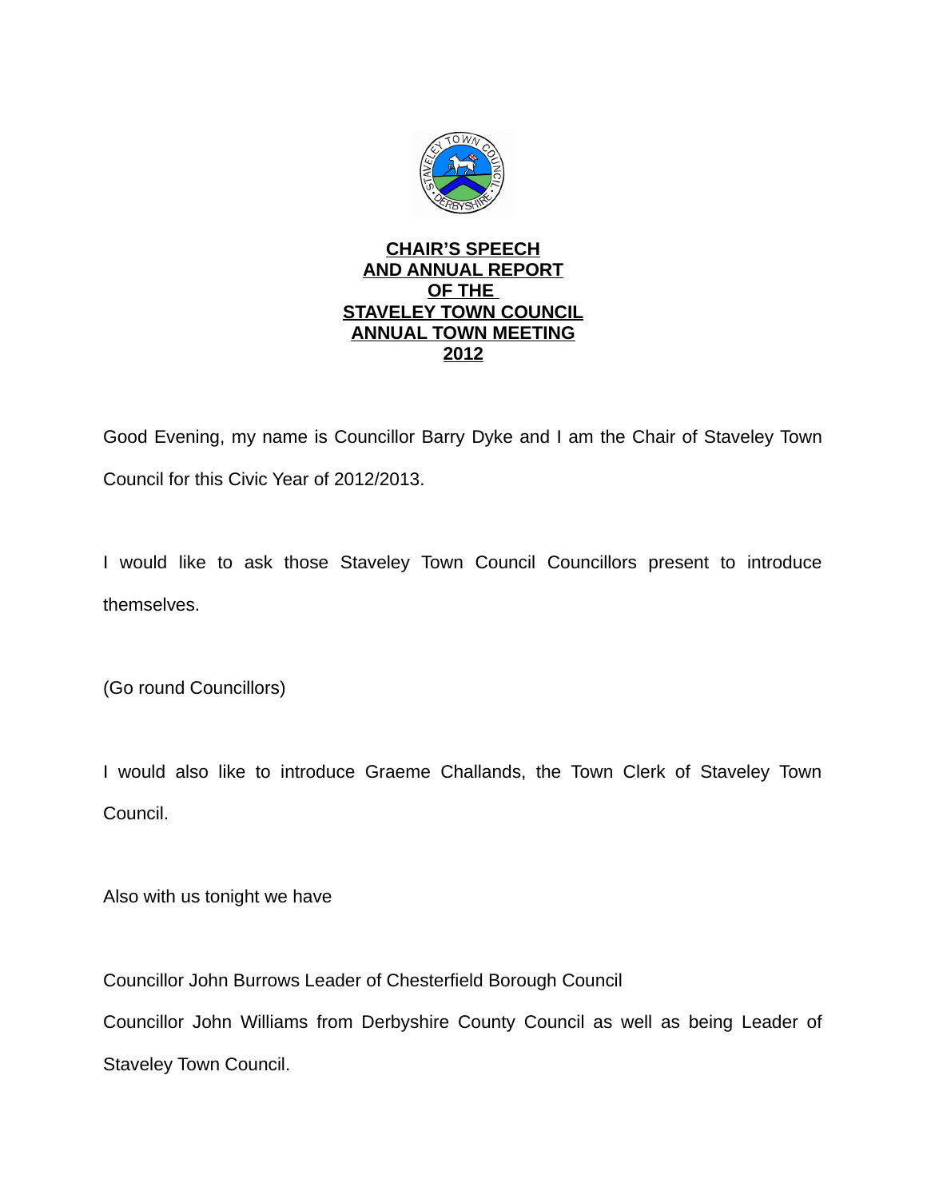# CHAIR'S SPEECH AND ANNUAL REPORT OF THE STAVELEY TOWN COUNCIL ANNUAL TOWN MEETING 2012

Good Evening, my name is Councillor Barry Dyke and I am the Chair of Staveley Town Council for this Civic Year of 2012/2013.

I would like to ask those Staveley Town Council Councillors present to introduce themselves.

(Go round Councillors)

I would also like to introduce Graeme Challands, the Town Clerk of Staveley Town Council.

Also with us tonight we have

Councillor John Burrows Leader of Chesterfield Borough Council

Councillor John Williams from Derbyshire County Council as well as being Leader of Staveley Town Council.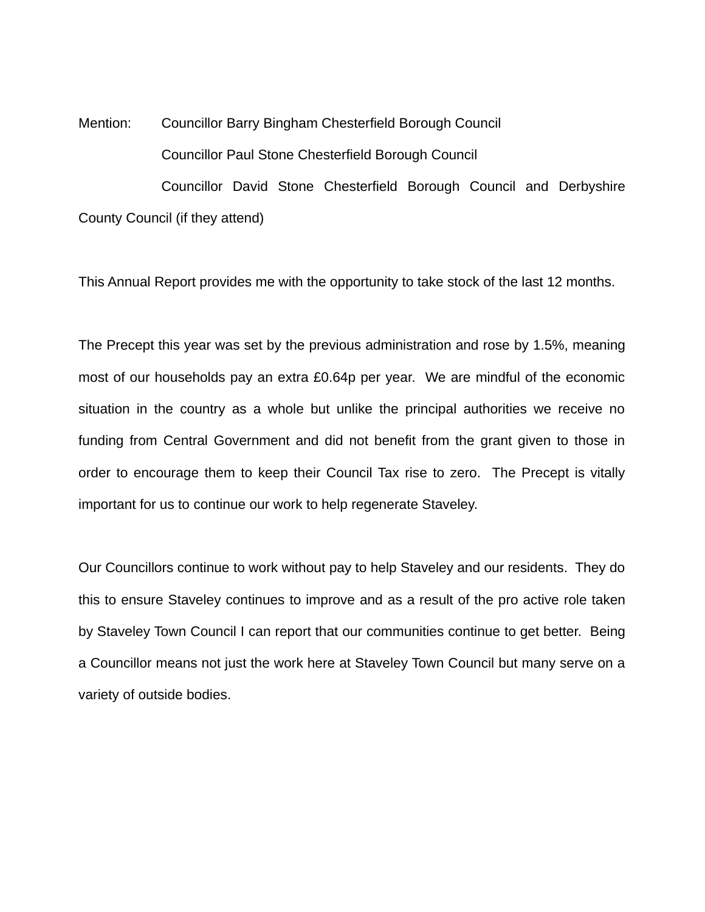Mention: Councillor Barry Bingham Chesterfield Borough Council

Councillor Paul Stone Chesterfield Borough Council

Councillor David Stone Chesterfield Borough Council and Derbyshire County Council (if they attend)

This Annual Report provides me with the opportunity to take stock of the last 12 months.

The Precept this year was set by the previous administration and rose by 1.5%, meaning most of our households pay an extra £0.64p per year. We are mindful of the economic situation in the country as a whole but unlike the principal authorities we receive no funding from Central Government and did not benefit from the grant given to those in order to encourage them to keep their Council Tax rise to zero. The Precept is vitally important for us to continue our work to help regenerate Staveley.

Our Councillors continue to work without pay to help Staveley and our residents. They do this to ensure Staveley continues to improve and as a result of the pro active role taken by Staveley Town Council I can report that our communities continue to get better. Being a Councillor means not just the work here at Staveley Town Council but many serve on a variety of outside bodies.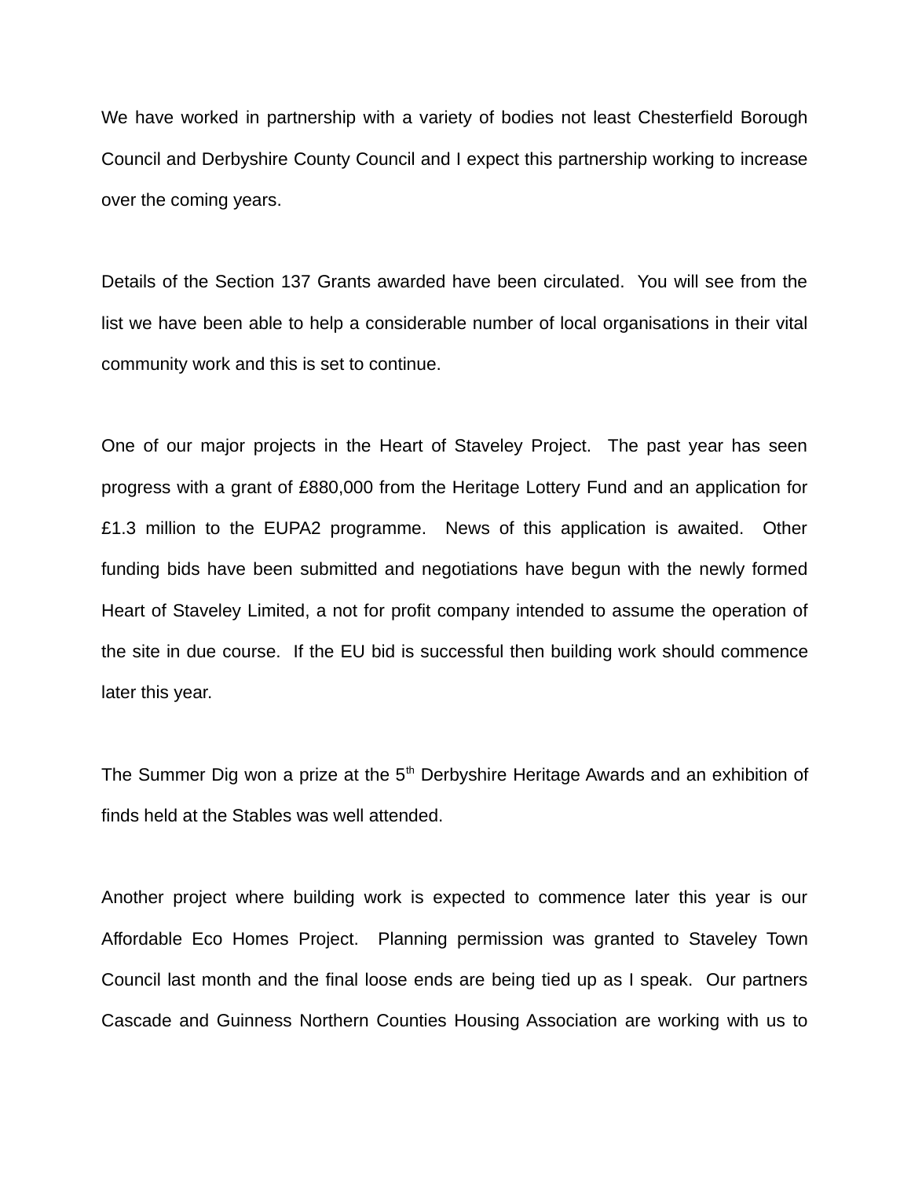We have worked in partnership with a variety of bodies not least Chesterfield Borough Council and Derbyshire County Council and I expect this partnership working to increase over the coming years.

Details of the Section 137 Grants awarded have been circulated. You will see from the list we have been able to help a considerable number of local organisations in their vital community work and this is set to continue.

One of our major projects in the Heart of Staveley Project. The past year has seen progress with a grant of £880,000 from the Heritage Lottery Fund and an application for £1.3 million to the EUPA2 programme. News of this application is awaited. Other funding bids have been submitted and negotiations have begun with the newly formed Heart of Staveley Limited, a not for profit company intended to assume the operation of the site in due course. If the EU bid is successful then building work should commence later this year.

The Summer Dig won a prize at the 5th Derbyshire Heritage Awards and an exhibition of finds held at the Stables was well attended.

Another project where building work is expected to commence later this year is our Affordable Eco Homes Project. Planning permission was granted to Staveley Town Council last month and the final loose ends are being tied up as I speak. Our partners Cascade and Guinness Northern Counties Housing Association are working with us to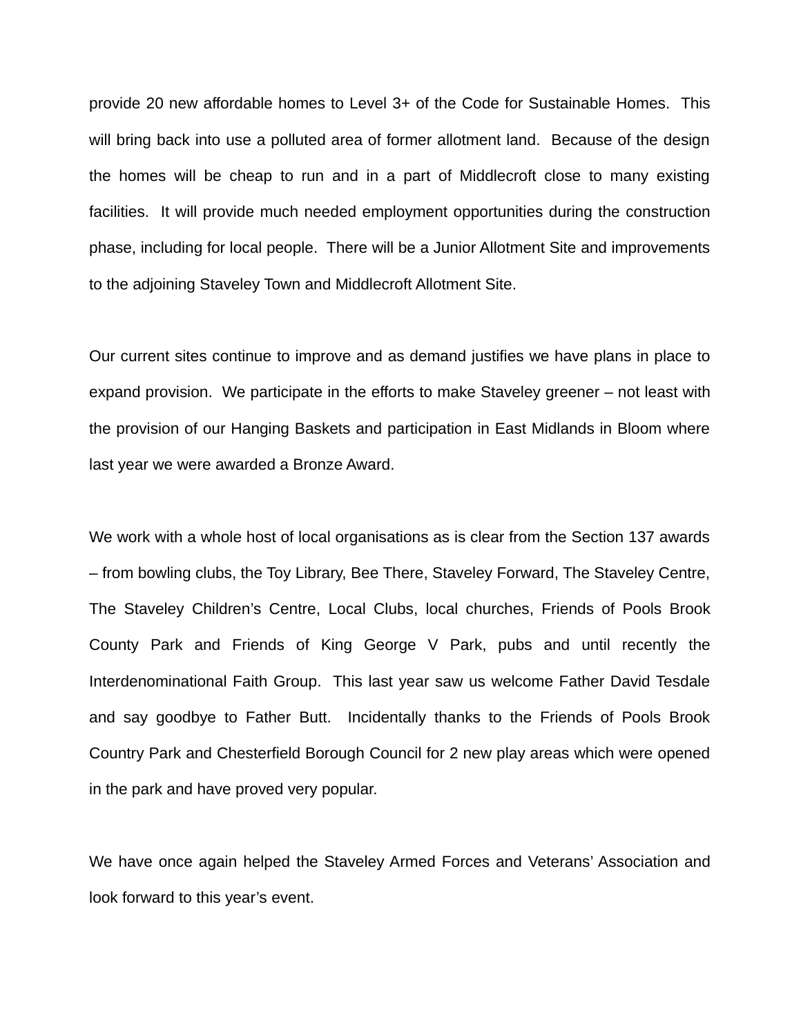provide 20 new affordable homes to Level 3+ of the Code for Sustainable Homes. This will bring back into use a polluted area of former allotment land. Because of the design the homes will be cheap to run and in a part of Middlecroft close to many existing facilities. It will provide much needed employment opportunities during the construction phase, including for local people. There will be a Junior Allotment Site and improvements to the adjoining Staveley Town and Middlecroft Allotment Site.

Our current sites continue to improve and as demand justifies we have plans in place to expand provision. We participate in the efforts to make Staveley greener – not least with the provision of our Hanging Baskets and participation in East Midlands in Bloom where last year we were awarded a Bronze Award.

We work with a whole host of local organisations as is clear from the Section 137 awards – from bowling clubs, the Toy Library, Bee There, Staveley Forward, The Staveley Centre, The Staveley Children's Centre, Local Clubs, local churches, Friends of Pools Brook County Park and Friends of King George V Park, pubs and until recently the Interdenominational Faith Group. This last year saw us welcome Father David Tesdale and say goodbye to Father Butt. Incidentally thanks to the Friends of Pools Brook Country Park and Chesterfield Borough Council for 2 new play areas which were opened in the park and have proved very popular.

We have once again helped the Staveley Armed Forces and Veterans' Association and look forward to this year's event.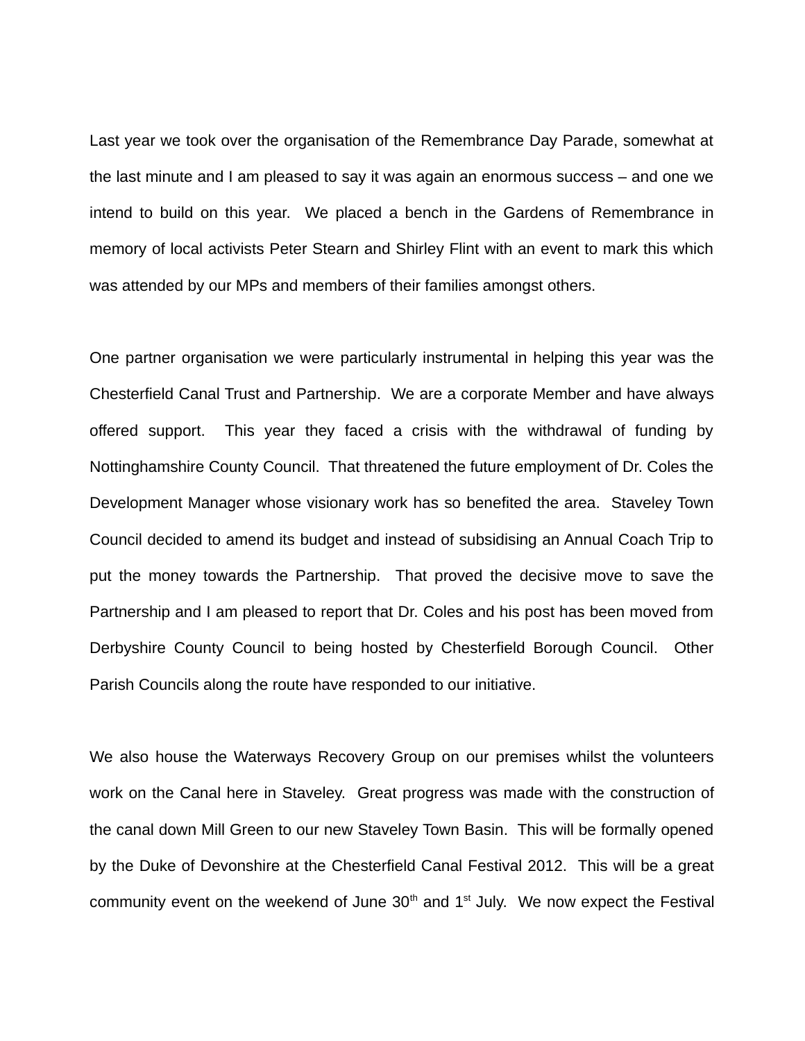Last year we took over the organisation of the Remembrance Day Parade, somewhat at the last minute and I am pleased to say it was again an enormous success – and one we intend to build on this year. We placed a bench in the Gardens of Remembrance in memory of local activists Peter Stearn and Shirley Flint with an event to mark this which was attended by our MPs and members of their families amongst others.

One partner organisation we were particularly instrumental in helping this year was the Chesterfield Canal Trust and Partnership. We are a corporate Member and have always offered support. This year they faced a crisis with the withdrawal of funding by Nottinghamshire County Council. That threatened the future employment of Dr. Coles the Development Manager whose visionary work has so benefited the area. Staveley Town Council decided to amend its budget and instead of subsidising an Annual Coach Trip to put the money towards the Partnership. That proved the decisive move to save the Partnership and I am pleased to report that Dr. Coles and his post has been moved from Derbyshire County Council to being hosted by Chesterfield Borough Council. Other Parish Councils along the route have responded to our initiative.

We also house the Waterways Recovery Group on our premises whilst the volunteers work on the Canal here in Staveley. Great progress was made with the construction of the canal down Mill Green to our new Staveley Town Basin. This will be formally opened by the Duke of Devonshire at the Chesterfield Canal Festival 2012. This will be a great community event on the weekend of June 30th and 1st July. We now expect the Festival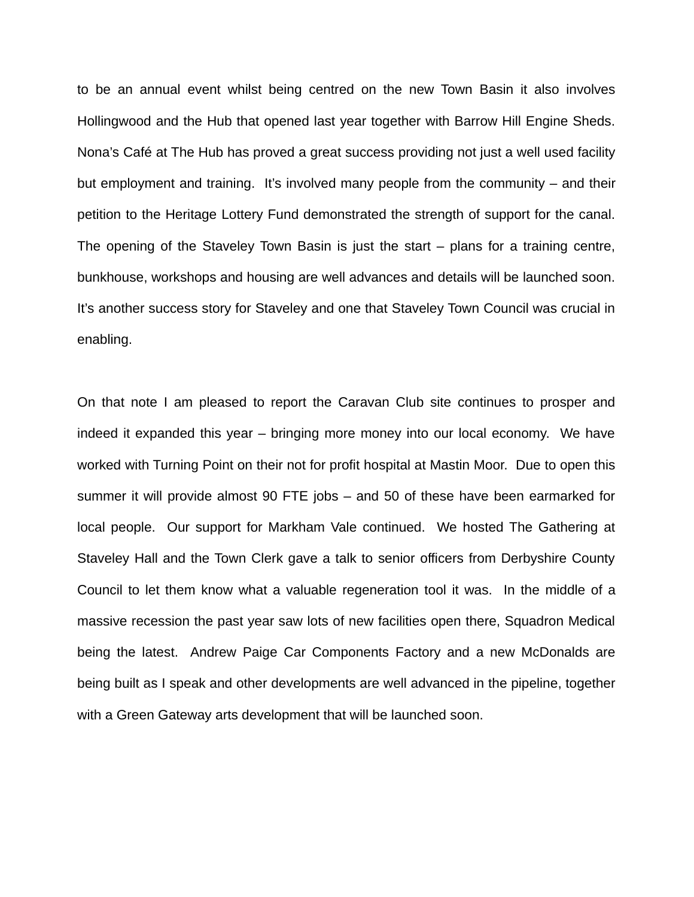to be an annual event whilst being centred on the new Town Basin it also involves Hollingwood and the Hub that opened last year together with Barrow Hill Engine Sheds. Nona's Café at The Hub has proved a great success providing not just a well used facility but employment and training. It's involved many people from the community – and their petition to the Heritage Lottery Fund demonstrated the strength of support for the canal. The opening of the Staveley Town Basin is just the start – plans for a training centre, bunkhouse, workshops and housing are well advances and details will be launched soon. It's another success story for Staveley and one that Staveley Town Council was crucial in enabling.

On that note I am pleased to report the Caravan Club site continues to prosper and indeed it expanded this year – bringing more money into our local economy. We have worked with Turning Point on their not for profit hospital at Mastin Moor. Due to open this summer it will provide almost 90 FTE jobs – and 50 of these have been earmarked for local people. Our support for Markham Vale continued. We hosted The Gathering at Staveley Hall and the Town Clerk gave a talk to senior officers from Derbyshire County Council to let them know what a valuable regeneration tool it was. In the middle of a massive recession the past year saw lots of new facilities open there, Squadron Medical being the latest. Andrew Paige Car Components Factory and a new McDonalds are being built as I speak and other developments are well advanced in the pipeline, together with a Green Gateway arts development that will be launched soon.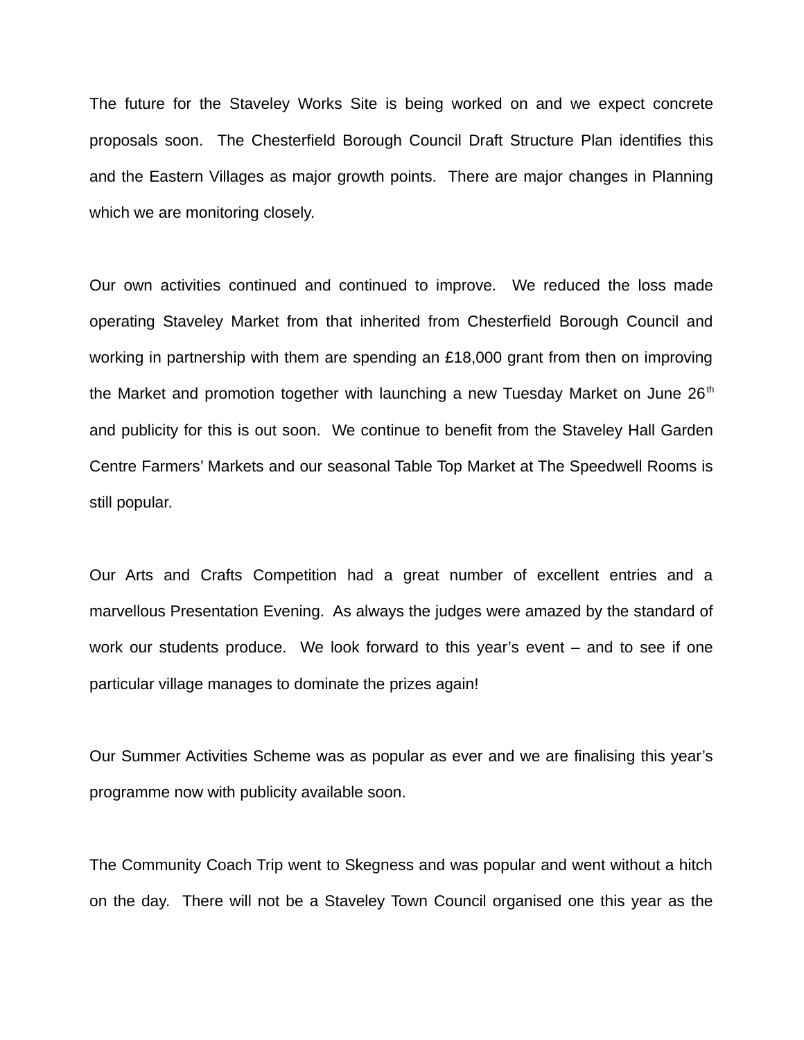The future for the Staveley Works Site is being worked on and we expect concrete proposals soon. The Chesterfield Borough Council Draft Structure Plan identifies this and the Eastern Villages as major growth points. There are major changes in Planning which we are monitoring closely.

Our own activities continued and continued to improve. We reduced the loss made operating Staveley Market from that inherited from Chesterfield Borough Council and working in partnership with them are spending an £18,000 grant from then on improving the Market and promotion together with launching a new Tuesday Market on June 26th and publicity for this is out soon. We continue to benefit from the Staveley Hall Garden Centre Farmers' Markets and our seasonal Table Top Market at The Speedwell Rooms is still popular.

Our Arts and Crafts Competition had a great number of excellent entries and a marvellous Presentation Evening. As always the judges were amazed by the standard of work our students produce. We look forward to this year's event – and to see if one particular village manages to dominate the prizes again!

Our Summer Activities Scheme was as popular as ever and we are finalising this year's programme now with publicity available soon.

The Community Coach Trip went to Skegness and was popular and went without a hitch on the day. There will not be a Staveley Town Council organised one this year as the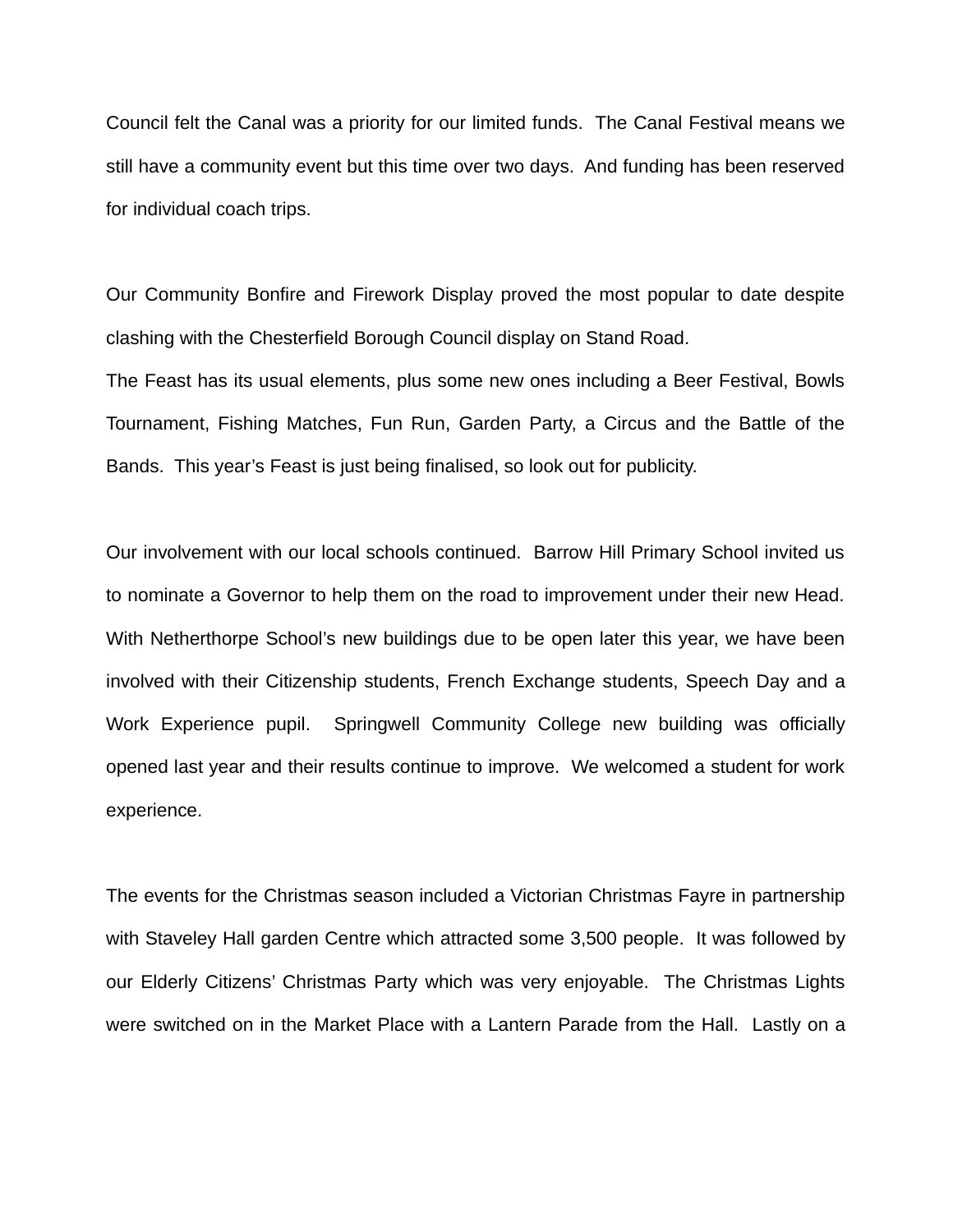Council felt the Canal was a priority for our limited funds.  The Canal Festival means we still have a community event but this time over two days.  And funding has been reserved for individual coach trips.

Our Community Bonfire and Firework Display proved the most popular to date despite clashing with the Chesterfield Borough Council display on Stand Road.
The Feast has its usual elements, plus some new ones including a Beer Festival, Bowls Tournament, Fishing Matches, Fun Run, Garden Party, a Circus and the Battle of the Bands.  This year's Feast is just being finalised, so look out for publicity.

Our involvement with our local schools continued.  Barrow Hill Primary School invited us to nominate a Governor to help them on the road to improvement under their new Head.  With Netherthorpe School's new buildings due to be open later this year, we have been involved with their Citizenship students, French Exchange students, Speech Day and a Work Experience pupil.  Springwell Community College new building was officially opened last year and their results continue to improve.  We welcomed a student for work experience.

The events for the Christmas season included a Victorian Christmas Fayre in partnership with Staveley Hall garden Centre which attracted some 3,500 people.  It was followed by our Elderly Citizens' Christmas Party which was very enjoyable.  The Christmas Lights were switched on in the Market Place with a Lantern Parade from the Hall.  Lastly on a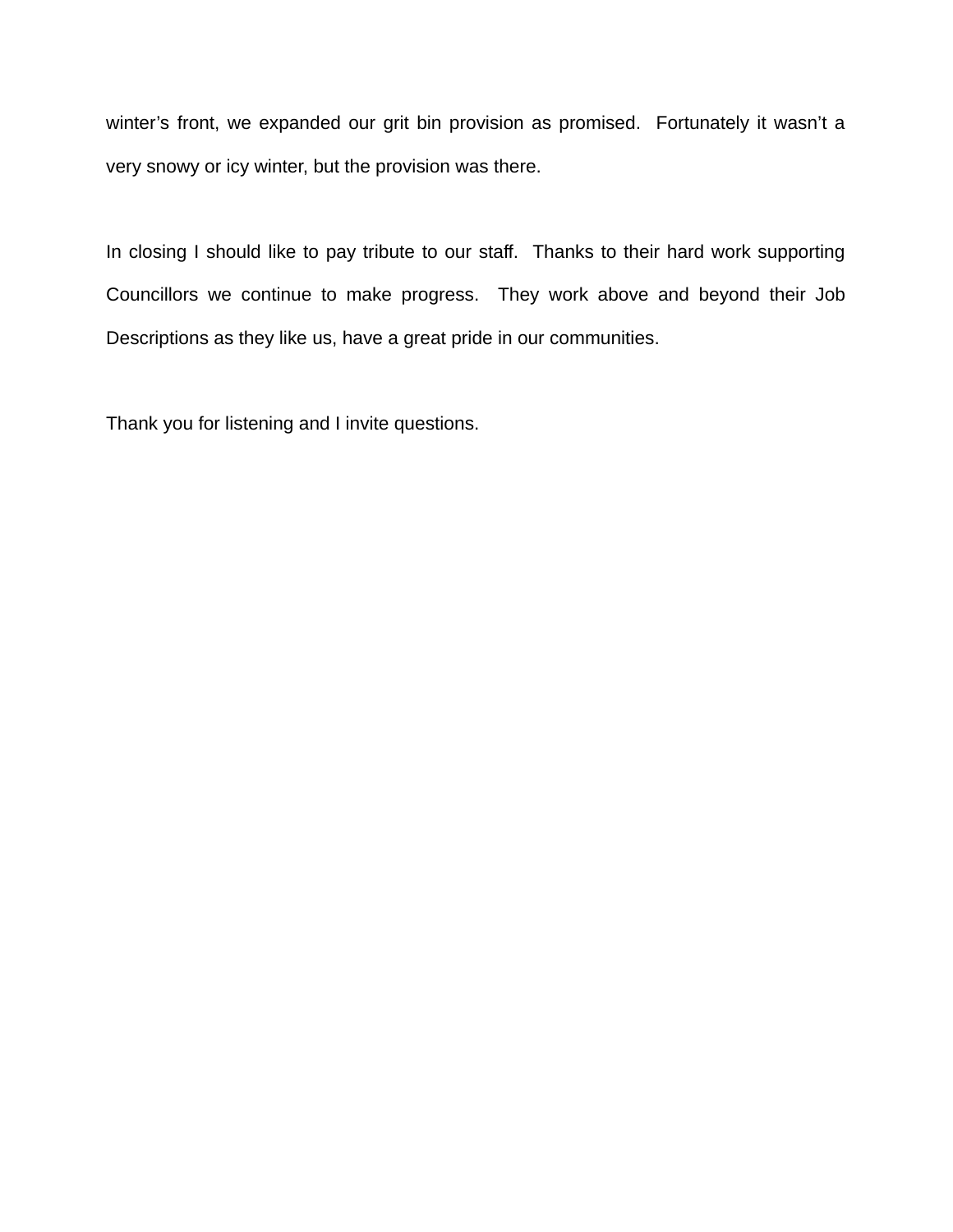winter’s front, we expanded our grit bin provision as promised. Fortunately it wasn’t a very snowy or icy winter, but the provision was there.

In closing I should like to pay tribute to our staff. Thanks to their hard work supporting Councillors we continue to make progress. They work above and beyond their Job Descriptions as they like us, have a great pride in our communities.

Thank you for listening and I invite questions.